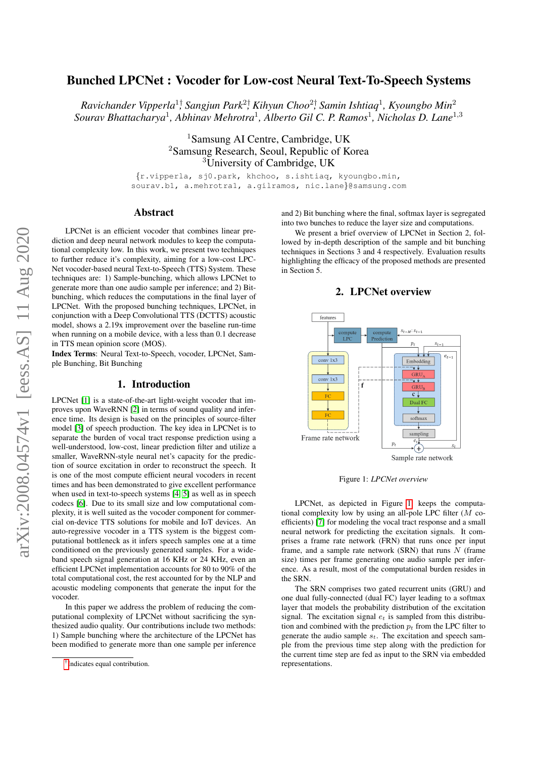# Bunched LPCNet : Vocoder for Low-cost Neural Text-To-Speech Systems

*Ravichander Vipperla*[1†], *Sangjun Park*[2†], *Kihyun Choo*[2†], *Samin Ishtiaq*[1], *Kyoungbo Min*[2]
*Sourav Bhattacharya*[1], *Abhinav Mehrotra*[1], *Alberto Gil C. P. Ramos*[1], *Nicholas D. Lane*[1,3]

[1]Samsung AI Centre, Cambridge, UK
[2]Samsung Research, Seoul, Republic of Korea
[3]University of Cambridge, UK

{r.vipperla, sj0.park, khchoo, s.ishtiaq, kyoungbo.min, sourav.b1, a.mehrotra1, a.gilramos, nic.lane}@samsung.com

## Abstract

LPCNet is an efficient vocoder that combines linear prediction and deep neural network modules to keep the computational complexity low. In this work, we present two techniques to further reduce it's complexity, aiming for a low-cost LPCNet vocoder-based neural Text-to-Speech (TTS) System. These techniques are: 1) Sample-bunching, which allows LPCNet to generate more than one audio sample per inference; and 2) Bit-bunching, which reduces the computations in the final layer of LPCNet. With the proposed bunching techniques, LPCNet, in conjunction with a Deep Convolutional TTS (DCTTS) acoustic model, shows a 2.19x improvement over the baseline run-time when running on a mobile device, with a less than 0.1 decrease in TTS mean opinion score (MOS).

**Index Terms**: Neural Text-to-Speech, vocoder, LPCNet, Sample Bunching, Bit Bunching

## 1. Introduction

LPCNet [1] is a state-of-the-art light-weight vocoder that improves upon WaveRNN [2] in terms of sound quality and inference time. Its design is based on the principles of source-filter model [3] of speech production. The key idea in LPCNet is to separate the burden of vocal tract response prediction using a well-understood, low-cost, linear prediction filter and utilize a smaller, WaveRNN-style neural net's capacity for the prediction of source excitation in order to reconstruct the speech. It is one of the most compute efficient neural vocoders in recent times and has been demonstrated to give excellent performance when used in text-to-speech systems [4, 5] as well as in speech codecs [6]. Due to its small size and low computational complexity, it is well suited as the vocoder component for commercial on-device TTS solutions for mobile and IoT devices. An auto-regressive vocoder in a TTS system is the biggest computational bottleneck as it infers speech samples one at a time conditioned on the previously generated samples. For a wideband speech signal generation at 16 KHz or 24 KHz, even an efficient LPCNet implementation accounts for 80 to 90% of the total computational cost, the rest accounted for by the NLP and acoustic modeling components that generate the input for the vocoder.

In this paper we address the problem of reducing the computational complexity of LPCNet without sacrificing the synthesized audio quality. Our contributions include two methods: 1) Sample bunching where the architecture of the LPCNet has been modified to generate more than one sample per inference and 2) Bit bunching where the final, softmax layer is segregated into two bunches to reduce the layer size and computations.

We present a brief overview of LPCNet in Section 2, followed by in-depth description of the sample and bit bunching techniques in Sections 3 and 4 respectively. Evaluation results highlighting the efficacy of the proposed methods are presented in Section 5.

## 2. LPCNet overview

Figure 1: *LPCNet overview*

LPCNet, as depicted in Figure 1, keeps the computational complexity low by using an all-pole LPC filter ($M$ coefficients) [7] for modeling the vocal tract response and a small neural network for predicting the excitation signals. It comprises a frame rate network (FRN) that runs once per input frame, and a sample rate network (SRN) that runs $N$ (frame size) times per frame generating one audio sample per inference. As a result, most of the computational burden resides in the SRN.

The SRN comprises two gated recurrent units (GRU) and one dual fully-connected (dual FC) layer leading to a softmax layer that models the probability distribution of the excitation signal. The excitation signal $e_t$ is sampled from this distribution and combined with the prediction $p_t$ from the LPC filter to generate the audio sample $s_t$. The excitation and speech sample from the previous time step along with the prediction for the current time step are fed as input to the SRN via embedded representations.

[†] indicates equal contribution.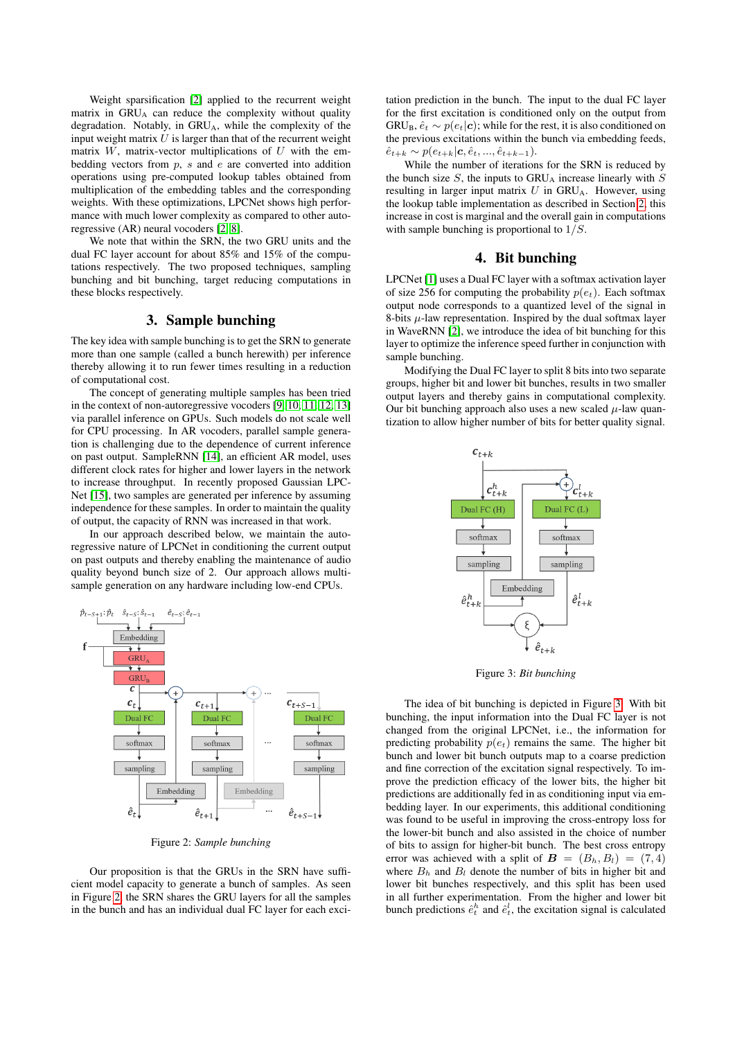Weight sparsification [2] applied to the recurrent weight matrix in $GRU_A$ can reduce the complexity without quality degradation. Notably, in $GRU_A$, while the complexity of the input weight matrix $U$ is larger than that of the recurrent weight matrix $W$, matrix-vector multiplications of $U$ with the embedding vectors from $p$, $s$ and $e$ are converted into addition operations using pre-computed lookup tables obtained from multiplication of the embedding tables and the corresponding weights. With these optimizations, LPCNet shows high performance with much lower complexity as compared to other autoregressive (AR) neural vocoders [2, 8].

We note that within the SRN, the two GRU units and the dual FC layer account for about 85% and 15% of the computations respectively. The two proposed techniques, sampling bunching and bit bunching, target reducing computations in these blocks respectively.

## 3. Sample bunching

The key idea with sample bunching is to get the SRN to generate more than one sample (called a bunch herewith) per inference thereby allowing it to run fewer times resulting in a reduction of computational cost.

The concept of generating multiple samples has been tried in the context of non-autoregressive vocoders [9, 10, 11, 12, 13] via parallel inference on GPUs. Such models do not scale well for CPU processing. In AR vocoders, parallel sample generation is challenging due to the dependence of current inference on past output. SampleRNN [14], an efficient AR model, uses different clock rates for higher and lower layers in the network to increase throughput. In recently proposed Gaussian LPCNet [15], two samples are generated per inference by assuming independence for these samples. In order to maintain the quality of output, the capacity of RNN was increased in that work.

In our approach described below, we maintain the autoregressive nature of LPCNet in conditioning the current output on past outputs and thereby enabling the maintenance of audio quality beyond bunch size of 2. Our approach allows multi-sample generation on any hardware including low-end CPUs.

Figure 2: *Sample bunching*

Our proposition is that the GRUs in the SRN have sufficient model capacity to generate a bunch of samples. As seen in Figure 2, the SRN shares the GRU layers for all the samples in the bunch and has an individual dual FC layer for each excitation prediction in the bunch. The input to the dual FC layer for the first excitation is conditioned only on the output from $GRU_B$, $\hat{e}_t \sim p(e_t|\boldsymbol{c})$; while for the rest, it is also conditioned on the previous excitations within the bunch via embedding feeds, $\hat{e}_{t+k} \sim p(e_{t+k}|\boldsymbol{c}, \hat{e}_t, ..., \hat{e}_{t+k-1})$.

While the number of iterations for the SRN is reduced by the bunch size $S$, the inputs to $GRU_A$ increase linearly with $S$ resulting in larger input matrix $U$ in $GRU_A$. However, using the lookup table implementation as described in Section 2, this increase in cost is marginal and the overall gain in computations with sample bunching is proportional to $1/S$.

## 4. Bit bunching

LPCNet [1] uses a Dual FC layer with a softmax activation layer of size 256 for computing the probability $p(e_t)$. Each softmax output node corresponds to a quantized level of the signal in 8-bits $\mu$-law representation. Inspired by the dual softmax layer in WaveRNN [2], we introduce the idea of bit bunching for this layer to optimize the inference speed further in conjunction with sample bunching.

Modifying the Dual FC layer to split 8 bits into two separate groups, higher bit and lower bit bunches, results in two smaller output layers and thereby gains in computational complexity. Our bit bunching approach also uses a new scaled $\mu$-law quantization to allow higher number of bits for better quality signal.

Figure 3: *Bit bunching*

The idea of bit bunching is depicted in Figure 3. With bit bunching, the input information into the Dual FC layer is not changed from the original LPCNet, i.e., the information for predicting probability $p(e_t)$ remains the same. The higher bit bunch and lower bit bunch outputs map to a coarse prediction and fine correction of the excitation signal respectively. To improve the prediction efficacy of the lower bits, the higher bit predictions are additionally fed in as conditioning input via embedding layer. In our experiments, this additional conditioning was found to be useful in improving the cross-entropy loss for the lower-bit bunch and also assisted in the choice of number of bits to assign for higher-bit bunch. The best cross entropy error was achieved with a split of $\boldsymbol{B} = (B_h, B_l) = (7, 4)$ where $B_h$ and $B_l$ denote the number of bits in higher bit and lower bit bunches respectively, and this split has been used in all further experimentation. From the higher and lower bit bunch predictions $\hat{e}^h_t$ and $\hat{e}^l_t$, the excitation signal is calculated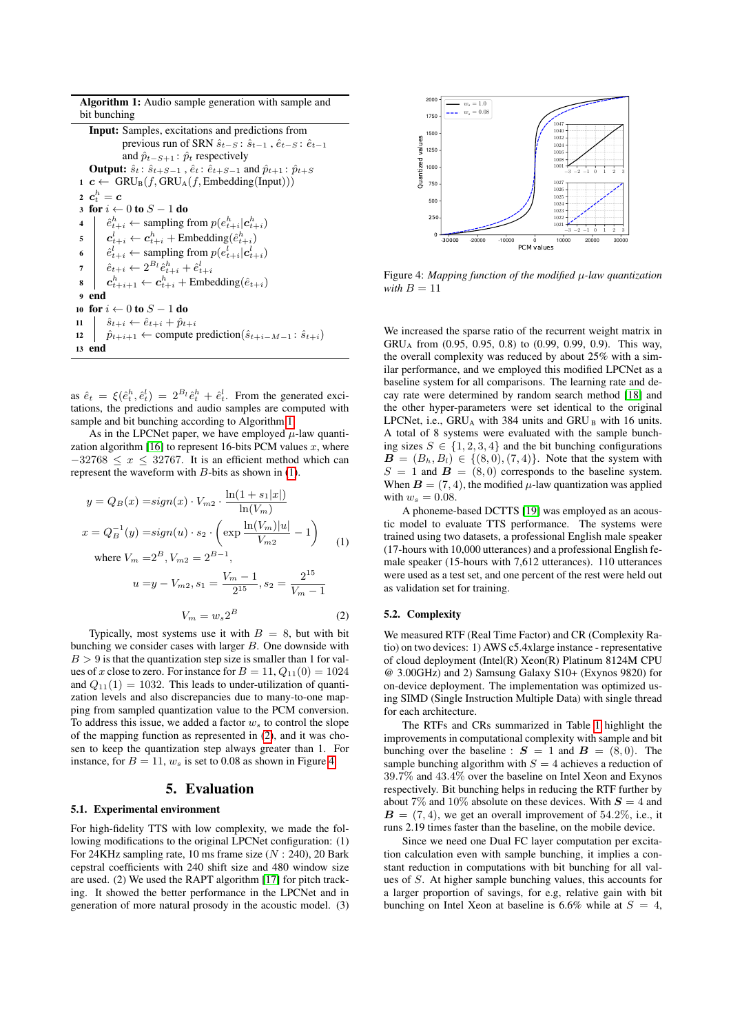**Algorithm 1:** Audio sample generation with sample and bit bunching

**Input:** Samples, excitations and predictions from previous run of SRN $\hat{s}_{t-S}:\hat{s}_{t-1}$ , $\hat{e}_{t-S}:\hat{e}_{t-1}$ and $\hat{p}_{t-S+1}:\hat{p}_t$ respectively

**Output:** $\hat{s}_t:\hat{s}_{t+S-1}$ , $\hat{e}_t:\hat{e}_{t+S-1}$ and $\hat{p}_{t+1}:\hat{p}_{t+S}$

1. $\boldsymbol{c} \leftarrow \text{GRU}_\text{B}(f, \text{GRU}_\text{A}(f, \text{Embedding}(\text{Input})))$
2. $\boldsymbol{c}_t^h = \boldsymbol{c}$
3. **for** $i \leftarrow 0$ **to** $S-1$ **do**
4. $\quad \hat{e}_{t+i}^h \leftarrow$ sampling from $p(e_{t+i}^h|\boldsymbol{c}_{t+i}^h)$
5. $\quad \boldsymbol{c}_{t+i}^l \leftarrow \boldsymbol{c}_{t+i}^h + \text{Embedding}(\hat{e}_{t+i}^h)$
6. $\quad \hat{e}_{t+i}^l \leftarrow$ sampling from $p(e_{t+i}^l|\boldsymbol{c}_{t+i}^l)$
7. $\quad \hat{e}_{t+i} \leftarrow 2^{B_l}\hat{e}_{t+i}^h + \hat{e}_{t+i}^l$
8. $\quad \boldsymbol{c}_{t+i+1}^h \leftarrow \boldsymbol{c}_{t+i}^h + \text{Embedding}(\hat{e}_{t+i})$
9. **end**
10. **for** $i \leftarrow 0$ **to** $S-1$ **do**
11. $\quad \hat{s}_{t+i} \leftarrow \hat{e}_{t+i} + \hat{p}_{t+i}$
12. $\quad \hat{p}_{t+i+1} \leftarrow$ compute prediction$(\hat{s}_{t+i-M-1}:\hat{s}_{t+i})$
13. **end**

as $\hat{e}_t = \xi(\hat{e}_t^h, \hat{e}_t^l) = 2^{B_l}\hat{e}_t^h + \hat{e}_t^l$. From the generated excitations, the predictions and audio samples are computed with sample and bit bunching according to Algorithm 1.

As in the LPCNet paper, we have employed $\mu$-law quantization algorithm [16] to represent 16-bits PCM values $x$, where $-32768 \leq x \leq 32767$. It is an efficient method which can represent the waveform with $B$-bits as shown in (1).

$$
\begin{aligned}
y &= Q_B(x) = sign(x) \cdot V_{m2} \cdot \frac{\ln(1 + s_1|x|)}{\ln(V_m)} \\
x &= Q_B^{-1}(y) = sign(u) \cdot s_2 \cdot \left( \exp\frac{\ln(V_m)|u|}{V_{m2}} - 1 \right) \\
&\text{where } V_m = 2^B, V_{m2} = 2^{B-1}, \\
u &= y - V_{m2}, s_1 = \frac{V_m - 1}{2^{15}}, s_2 = \frac{2^{15}}{V_m - 1}
\end{aligned}
\tag{1}
$$

$$
V_m = w_s 2^B \tag{2}
$$

Typically, most systems use it with $B = 8$, but with bit bunching we consider cases with larger $B$. One downside with $B > 9$ is that the quantization step size is smaller than 1 for values of $x$ close to zero. For instance for $B = 11$, $Q_{11}(0) = 1024$ and $Q_{11}(1) = 1032$. This leads to under-utilization of quantization levels and also discrepancies due to many-to-one mapping from sampled quantization value to the PCM conversion. To address this issue, we added a factor $w_s$ to control the slope of the mapping function as represented in (2), and it was chosen to keep the quantization step always greater than 1. For instance, for $B = 11$, $w_s$ is set to 0.08 as shown in Figure 4.

Figure 4: *Mapping function of the modified $\mu$-law quantization with $B = 11$*

## 5. Evaluation

### 5.1. Experimental environment

For high-fidelity TTS with low complexity, we made the following modifications to the original LPCNet configuration: (1) For 24KHz sampling rate, 10 ms frame size ($N$ : 240), 20 Bark cepstral coefficients with 240 shift size and 480 window size are used. (2) We used the RAPT algorithm [17] for pitch tracking. It showed the better performance in the LPCNet and in generation of more natural prosody in the acoustic model. (3) We increased the sparse ratio of the recurrent weight matrix in $\text{GRU}_\text{A}$ from (0.95, 0.95, 0.8) to (0.99, 0.99, 0.9). This way, the overall complexity was reduced by about 25% with a similar performance, and we employed this modified LPCNet as a baseline system for all comparisons. The learning rate and decay rate were determined by random search method [18] and the other hyper-parameters were set identical to the original LPCNet, i.e., $\text{GRU}_\text{A}$ with 384 units and $\text{GRU}_\text{B}$ with 16 units. A total of 8 systems were evaluated with the sample bunching sizes $S \in \{1, 2, 3, 4\}$ and the bit bunching configurations $\boldsymbol{B} = (B_h, B_l) \in \{(8, 0), (7, 4)\}$. Note that the system with $S = 1$ and $\boldsymbol{B} = (8, 0)$ corresponds to the baseline system. When $\boldsymbol{B} = (7, 4)$, the modified $\mu$-law quantization was applied with $w_s = 0.08$.

A phoneme-based DCTTS [19] was employed as an acoustic model to evaluate TTS performance. The systems were trained using two datasets, a professional English male speaker (17-hours with 10,000 utterances) and a professional English female speaker (15-hours with 7,612 utterances). 110 utterances were used as a test set, and one percent of the rest were held out as validation set for training.

### 5.2. Complexity

We measured RTF (Real Time Factor) and CR (Complexity Ratio) on two devices: 1) AWS c5.4xlarge instance - representative of cloud deployment (Intel(R) Xeon(R) Platinum 8124M CPU @ 3.00GHz) and 2) Samsung Galaxy S10+ (Exynos 9820) for on-device deployment. The implementation was optimized using SIMD (Single Instruction Multiple Data) with single thread for each architecture.

The RTFs and CRs summarized in Table 1 highlight the improvements in computational complexity with sample and bit bunching over the baseline : $\boldsymbol{S} = 1$ and $\boldsymbol{B} = (8, 0)$. The sample bunching algorithm with $S = 4$ achieves a reduction of 39.7% and 43.4% over the baseline on Intel Xeon and Exynos respectively. Bit bunching helps in reducing the RTF further by about 7% and 10% absolute on these devices. With $\boldsymbol{S} = 4$ and $\boldsymbol{B} = (7, 4)$, we get an overall improvement of 54.2%, i.e., it runs 2.19 times faster than the baseline, on the mobile device.

Since we need one Dual FC layer computation per excitation calculation even with sample bunching, it implies a constant reduction in computations with bit bunching for all values of $S$. At higher sample bunching values, this accounts for a larger proportion of savings, for e.g, relative gain with bit bunching on Intel Xeon at baseline is 6.6% while at $S = 4$,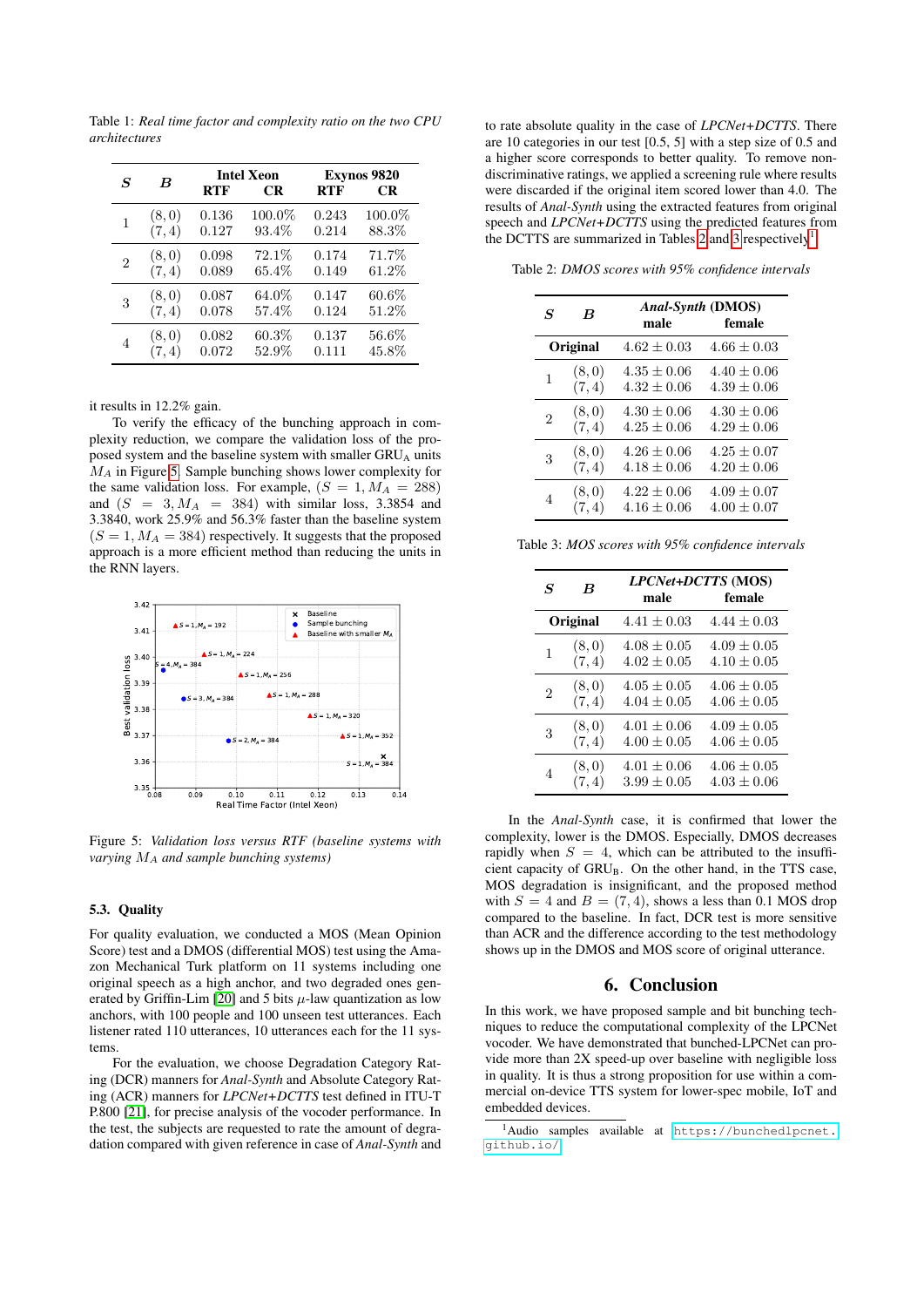Table 1: *Real time factor and complexity ratio on the two CPU architectures*

| $S$ | $B$ | Intel Xeon | | Exynos 9820 | |
|---|---|---|---|---|---|
| | | RTF | CR | RTF | CR |
| 1 | $(8, 0)$ | 0.136 | 100.0% | 0.243 | 100.0% |
| | $(7, 4)$ | 0.127 | 93.4% | 0.214 | 88.3% |
| 2 | $(8, 0)$ | 0.098 | 72.1% | 0.174 | 71.7% |
| | $(7, 4)$ | 0.089 | 65.4% | 0.149 | 61.2% |
| 3 | $(8, 0)$ | 0.087 | 64.0% | 0.147 | 60.6% |
| | $(7, 4)$ | 0.078 | 57.4% | 0.124 | 51.2% |
| 4 | $(8, 0)$ | 0.082 | 60.3% | 0.137 | 56.6% |
| | $(7, 4)$ | 0.072 | 52.9% | 0.111 | 45.8% |

it results in 12.2% gain.

To verify the efficacy of the bunching approach in complexity reduction, we compare the validation loss of the proposed system and the baseline system with smaller $\text{GRU}_\text{A}$ units $M_A$ in Figure 5. Sample bunching shows lower complexity for the same validation loss. For example, $(S = 1, M_A = 288)$ and $(S = 3, M_A = 384)$ with similar loss, 3.3854 and 3.3840, work 25.9% and 56.3% faster than the baseline system $(S = 1, M_A = 384)$ respectively. It suggests that the proposed approach is a more efficient method than reducing the units in the RNN layers.

Figure 5: *Validation loss versus RTF (baseline systems with varying $M_A$ and sample bunching systems)*

### 5.3. Quality

For quality evaluation, we conducted a MOS (Mean Opinion Score) test and a DMOS (differential MOS) test using the Amazon Mechanical Turk platform on 11 systems including one original speech as a high anchor, and two degraded ones generated by Griffin-Lim [20] and 5 bits $\mu$-law quantization as low anchors, with 100 people and 100 unseen test utterances. Each listener rated 110 utterances, 10 utterances each for the 11 systems.

For the evaluation, we choose Degradation Category Rating (DCR) manners for *Anal-Synth* and Absolute Category Rating (ACR) manners for *LPCNet+DCTTS* test defined in ITU-T P.800 [21], for precise analysis of the vocoder performance. In the test, the subjects are requested to rate the amount of degradation compared with given reference in case of *Anal-Synth* and to rate absolute quality in the case of *LPCNet+DCTTS*. There are 10 categories in our test [0.5, 5] with a step size of 0.5 and a higher score corresponds to better quality. To remove non-discriminative ratings, we applied a screening rule where results were discarded if the original item scored lower than 4.0. The results of *Anal-Synth* using the extracted features from original speech and *LPCNet+DCTTS* using the predicted features from the DCTTS are summarized in Tables 2 and 3 respectively[1].

Table 2: *DMOS scores with 95% confidence intervals*

| $S$ | $B$ | *Anal-Synth* (DMOS) male | female |
|---|---|---|---|
| **Original** | | $4.62 \pm 0.03$ | $4.66 \pm 0.03$ |
| 1 | $(8, 0)$ | $4.35 \pm 0.06$ | $4.40 \pm 0.06$ |
| | $(7, 4)$ | $4.32 \pm 0.06$ | $4.39 \pm 0.06$ |
| 2 | $(8, 0)$ | $4.30 \pm 0.06$ | $4.30 \pm 0.06$ |
| | $(7, 4)$ | $4.25 \pm 0.06$ | $4.29 \pm 0.06$ |
| 3 | $(8, 0)$ | $4.26 \pm 0.06$ | $4.25 \pm 0.07$ |
| | $(7, 4)$ | $4.18 \pm 0.06$ | $4.20 \pm 0.06$ |
| 4 | $(8, 0)$ | $4.22 \pm 0.06$ | $4.09 \pm 0.07$ |
| | $(7, 4)$ | $4.16 \pm 0.06$ | $4.00 \pm 0.07$ |

Table 3: *MOS scores with 95% confidence intervals*

| $S$ | $B$ | *LPCNet+DCTTS* (MOS) male | female |
|---|---|---|---|
| **Original** | | $4.41 \pm 0.03$ | $4.44 \pm 0.03$ |
| 1 | $(8, 0)$ | $4.08 \pm 0.05$ | $4.09 \pm 0.05$ |
| | $(7, 4)$ | $4.02 \pm 0.05$ | $4.10 \pm 0.05$ |
| 2 | $(8, 0)$ | $4.05 \pm 0.05$ | $4.06 \pm 0.05$ |
| | $(7, 4)$ | $4.04 \pm 0.05$ | $4.06 \pm 0.05$ |
| 3 | $(8, 0)$ | $4.01 \pm 0.06$ | $4.09 \pm 0.05$ |
| | $(7, 4)$ | $4.00 \pm 0.05$ | $4.06 \pm 0.05$ |
| 4 | $(8, 0)$ | $4.01 \pm 0.06$ | $4.06 \pm 0.05$ |
| | $(7, 4)$ | $3.99 \pm 0.05$ | $4.03 \pm 0.06$ |

In the *Anal-Synth* case, it is confirmed that lower the complexity, lower is the DMOS. Especially, DMOS decreases rapidly when $S = 4$, which can be attributed to the insufficient capacity of $\text{GRU}_\text{B}$. On the other hand, in the TTS case, MOS degradation is insignificant, and the proposed method with $S = 4$ and $B = (7, 4)$, shows a less than 0.1 MOS drop compared to the baseline. In fact, DCR test is more sensitive than ACR and the difference according to the test methodology shows up in the DMOS and MOS score of original utterance.

## 6. Conclusion

In this work, we have proposed sample and bit bunching techniques to reduce the computational complexity of the LPCNet vocoder. We have demonstrated that bunched-LPCNet can provide more than 2X speed-up over baseline with negligible loss in quality. It is thus a strong proposition for use within a commercial on-device TTS system for lower-spec mobile, IoT and embedded devices.

[1] Audio samples available at https://bunchedlpcnet.github.io/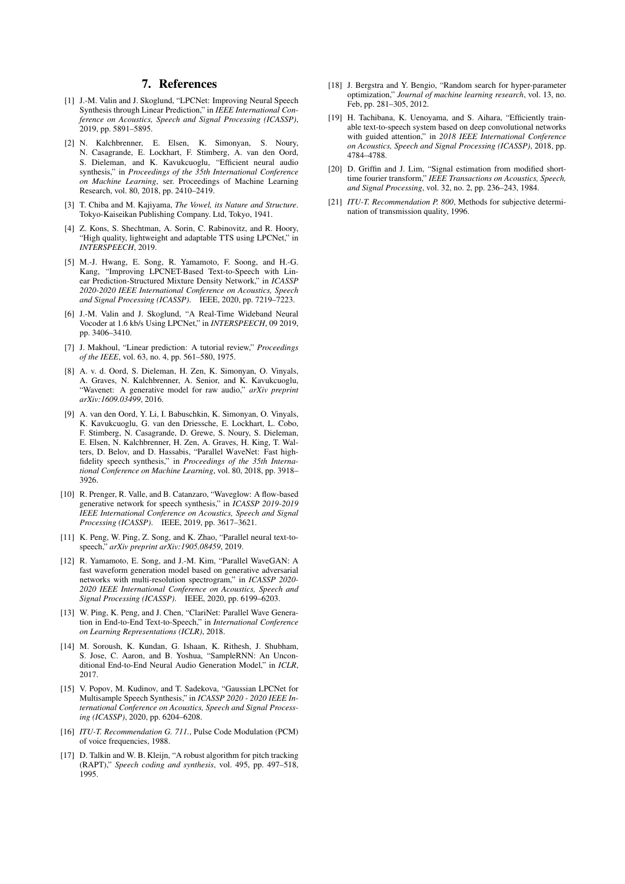## 7. References

[1] J.-M. Valin and J. Skoglund, "LPCNet: Improving Neural Speech Synthesis through Linear Prediction," in *IEEE International Conference on Acoustics, Speech and Signal Processing (ICASSP)*, 2019, pp. 5891–5895.

[2] N. Kalchbrenner, E. Elsen, K. Simonyan, S. Noury, N. Casagrande, E. Lockhart, F. Stimberg, A. van den Oord, S. Dieleman, and K. Kavukcuoglu, "Efficient neural audio synthesis," in *Proceedings of the 35th International Conference on Machine Learning*, ser. Proceedings of Machine Learning Research, vol. 80, 2018, pp. 2410–2419.

[3] T. Chiba and M. Kajiyama, *The Vowel, its Nature and Structure*. Tokyo-Kaiseikan Publishing Company. Ltd, Tokyo, 1941.

[4] Z. Kons, S. Shechtman, A. Sorin, C. Rabinovitz, and R. Hoory, "High quality, lightweight and adaptable TTS using LPCNet," in *INTERSPEECH*, 2019.

[5] M.-J. Hwang, E. Song, R. Yamamoto, F. Soong, and H.-G. Kang, "Improving LPCNET-Based Text-to-Speech with Linear Prediction-Structured Mixture Density Network," in *ICASSP 2020-2020 IEEE International Conference on Acoustics, Speech and Signal Processing (ICASSP)*. IEEE, 2020, pp. 7219–7223.

[6] J.-M. Valin and J. Skoglund, "A Real-Time Wideband Neural Vocoder at 1.6 kb/s Using LPCNet," in *INTERSPEECH*, 09 2019, pp. 3406–3410.

[7] J. Makhoul, "Linear prediction: A tutorial review," *Proceedings of the IEEE*, vol. 63, no. 4, pp. 561–580, 1975.

[8] A. v. d. Oord, S. Dieleman, H. Zen, K. Simonyan, O. Vinyals, A. Graves, N. Kalchbrenner, A. Senior, and K. Kavukcuoglu, "Wavenet: A generative model for raw audio," *arXiv preprint arXiv:1609.03499*, 2016.

[9] A. van den Oord, Y. Li, I. Babuschkin, K. Simonyan, O. Vinyals, K. Kavukcuoglu, G. van den Driessche, E. Lockhart, L. Cobo, F. Stimberg, N. Casagrande, D. Grewe, S. Noury, S. Dieleman, E. Elsen, N. Kalchbrenner, H. Zen, A. Graves, H. King, T. Walters, D. Belov, and D. Hassabis, "Parallel WaveNet: Fast high-fidelity speech synthesis," in *Proceedings of the 35th International Conference on Machine Learning*, vol. 80, 2018, pp. 3918–3926.

[10] R. Prenger, R. Valle, and B. Catanzaro, "Waveglow: A flow-based generative network for speech synthesis," in *ICASSP 2019-2019 IEEE International Conference on Acoustics, Speech and Signal Processing (ICASSP)*. IEEE, 2019, pp. 3617–3621.

[11] K. Peng, W. Ping, Z. Song, and K. Zhao, "Parallel neural text-to-speech," *arXiv preprint arXiv:1905.08459*, 2019.

[12] R. Yamamoto, E. Song, and J.-M. Kim, "Parallel WaveGAN: A fast waveform generation model based on generative adversarial networks with multi-resolution spectrogram," in *ICASSP 2020-2020 IEEE International Conference on Acoustics, Speech and Signal Processing (ICASSP)*. IEEE, 2020, pp. 6199–6203.

[13] W. Ping, K. Peng, and J. Chen, "ClariNet: Parallel Wave Generation in End-to-End Text-to-Speech," in *International Conference on Learning Representations (ICLR)*, 2018.

[14] M. Soroush, K. Kundan, G. Ishaan, K. Rithesh, J. Shubham, S. Jose, C. Aaron, and B. Yoshua, "SampleRNN: An Unconditional End-to-End Neural Audio Generation Model," in *ICLR*, 2017.

[15] V. Popov, M. Kudinov, and T. Sadekova, "Gaussian LPCNet for Multisample Speech Synthesis," in *ICASSP 2020 - 2020 IEEE International Conference on Acoustics, Speech and Signal Processing (ICASSP)*, 2020, pp. 6204–6208.

[16] *ITU-T. Recommendation G. 711.*, Pulse Code Modulation (PCM) of voice frequencies, 1988.

[17] D. Talkin and W. B. Kleijn, "A robust algorithm for pitch tracking (RAPT)," *Speech coding and synthesis*, vol. 495, pp. 497–518, 1995.

[18] J. Bergstra and Y. Bengio, "Random search for hyper-parameter optimization," *Journal of machine learning research*, vol. 13, no. Feb, pp. 281–305, 2012.

[19] H. Tachibana, K. Uenoyama, and S. Aihara, "Efficiently trainable text-to-speech system based on deep convolutional networks with guided attention," in *2018 IEEE International Conference on Acoustics, Speech and Signal Processing (ICASSP)*, 2018, pp. 4784–4788.

[20] D. Griffin and J. Lim, "Signal estimation from modified short-time fourier transform," *IEEE Transactions on Acoustics, Speech, and Signal Processing*, vol. 32, no. 2, pp. 236–243, 1984.

[21] *ITU-T. Recommendation P. 800*, Methods for subjective determination of transmission quality, 1996.